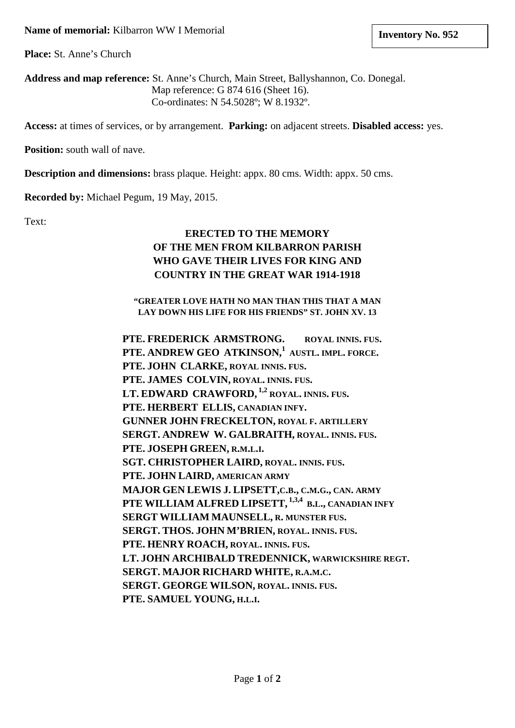**Name of memorial:** Kilbarron WW I Memorial

**Inventory No. 952**

**Place:** St. Anne's Church

**Address and map reference:** St. Anne's Church, Main Street, Ballyshannon, Co. Donegal.
Map reference: G 874 616 (Sheet 16).
Co-ordinates: N 54.5028º; W 8.1932º.

**Access:** at times of services, or by arrangement. **Parking:** on adjacent streets. **Disabled access:** yes.

**Position:** south wall of nave.

**Description and dimensions:** brass plaque. Height: appx. 80 cms. Width: appx. 50 cms.

**Recorded by:** Michael Pegum, 19 May, 2015.

Text:

**ERECTED TO THE MEMORY
OF THE MEN FROM KILBARRON PARISH
WHO GAVE THEIR LIVES FOR KING AND
COUNTRY IN THE GREAT WAR 1914-1918**

**"GREATER LOVE HATH NO MAN THAN THIS THAT A MAN
LAY DOWN HIS LIFE FOR HIS FRIENDS" ST. JOHN XV. 13**

**PTE. FREDERICK ARMSTRONG. ROYAL INNIS. FUS.**
**PTE. ANDREW GEO ATKINSON,[1] AUSTL. IMPL. FORCE.**
**PTE. JOHN CLARKE, ROYAL INNIS. FUS.**
**PTE. JAMES COLVIN, ROYAL. INNIS. FUS.**
**LT. EDWARD CRAWFORD,[1,2] ROYAL. INNIS. FUS.**
**PTE. HERBERT ELLIS, CANADIAN INFY.**
**GUNNER JOHN FRECKELTON, ROYAL F. ARTILLERY**
**SERGT. ANDREW W. GALBRAITH, ROYAL. INNIS. FUS.**
**PTE. JOSEPH GREEN, R.M.L.I.**
**SGT. CHRISTOPHER LAIRD, ROYAL. INNIS. FUS.**
**PTE. JOHN LAIRD, AMERICAN ARMY**
**MAJOR GEN LEWIS J. LIPSETT, C.B., C.M.G., CAN. ARMY**
**PTE WILLIAM ALFRED LIPSETT,[1,3,4] B.L., CANADIAN INFY**
**SERGT WILLIAM MAUNSELL, R. MUNSTER FUS.**
**SERGT. THOS. JOHN M'BRIEN, ROYAL. INNIS. FUS.**
**PTE. HENRY ROACH, ROYAL. INNIS. FUS.**
**LT. JOHN ARCHIBALD TREDENNICK, WARWICKSHIRE REGT.**
**SERGT. MAJOR RICHARD WHITE, R.A.M.C.**
**SERGT. GEORGE WILSON, ROYAL. INNIS. FUS.**
**PTE. SAMUEL YOUNG, H.L.I.**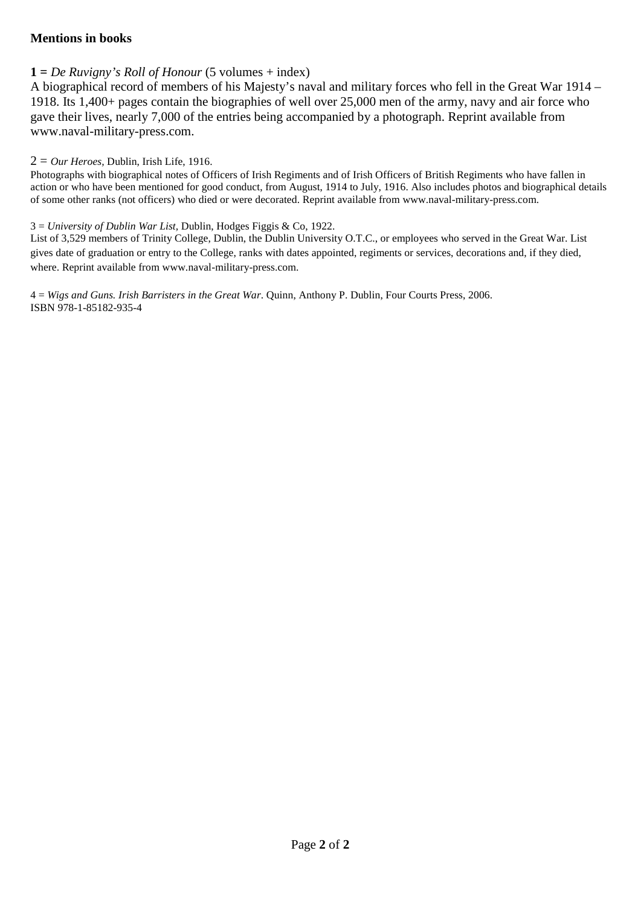**Mentions in books**

**1 =** *De Ruvigny's Roll of Honour* (5 volumes + index)
A biographical record of members of his Majesty's naval and military forces who fell in the Great War 1914 – 1918. Its 1,400+ pages contain the biographies of well over 25,000 men of the army, navy and air force who gave their lives, nearly 7,000 of the entries being accompanied by a photograph. Reprint available from www.naval-military-press.com.

2 = *Our Heroes,* Dublin, Irish Life, 1916.
Photographs with biographical notes of Officers of Irish Regiments and of Irish Officers of British Regiments who have fallen in action or who have been mentioned for good conduct, from August, 1914 to July, 1916. Also includes photos and biographical details of some other ranks (not officers) who died or were decorated. Reprint available from www.naval-military-press.com.

3 = *University of Dublin War List*, Dublin, Hodges Figgis & Co, 1922.
List of 3,529 members of Trinity College, Dublin, the Dublin University O.T.C., or employees who served in the Great War. List gives date of graduation or entry to the College, ranks with dates appointed, regiments or services, decorations and, if they died, where. Reprint available from www.naval-military-press.com.

4 = *Wigs and Guns. Irish Barristers in the Great War*. Quinn, Anthony P. Dublin, Four Courts Press, 2006.
ISBN 978-1-85182-935-4